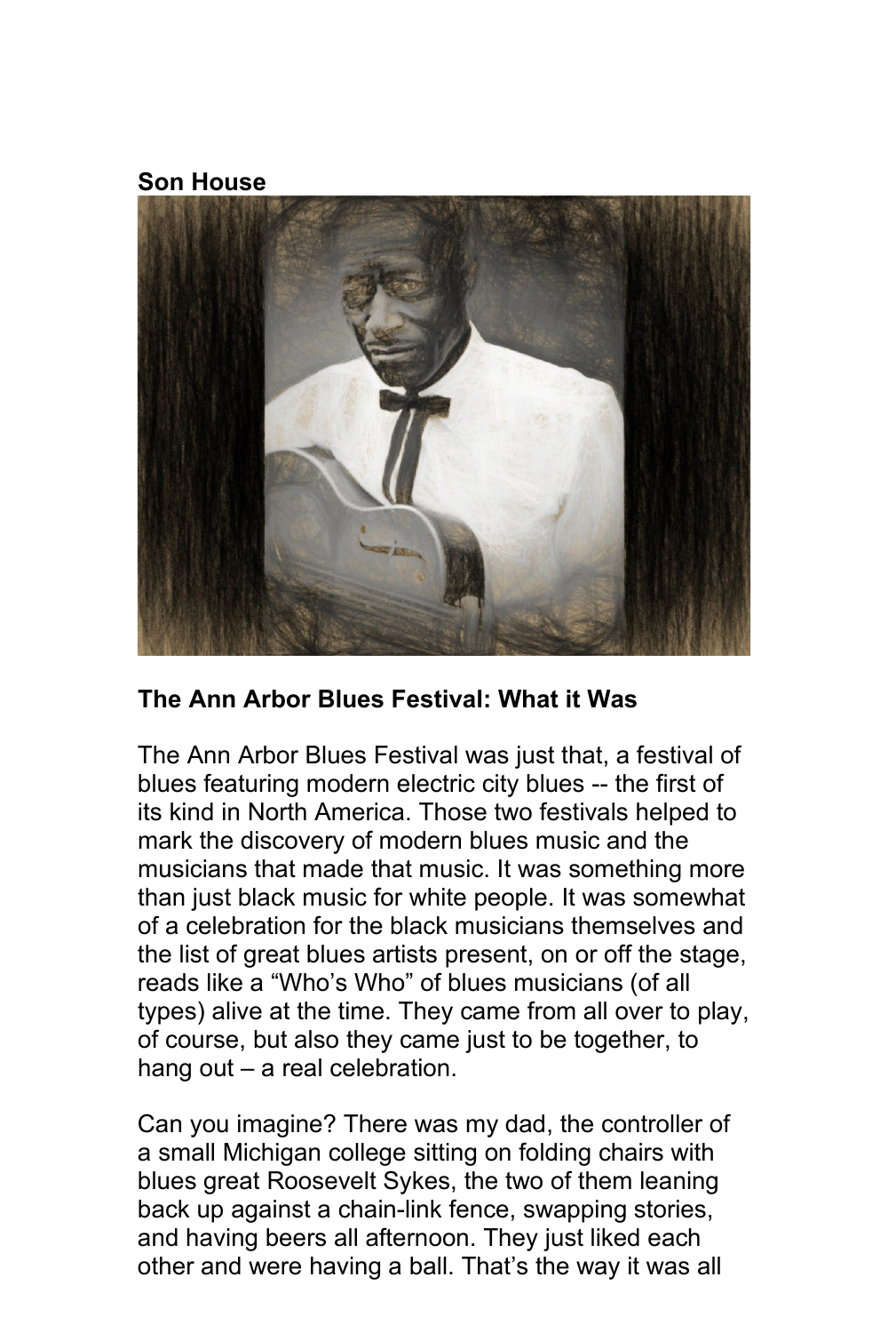**Son House**

## The Ann Arbor Blues Festival: What it Was

The Ann Arbor Blues Festival was just that, a festival of blues featuring modern electric city blues -- the first of its kind in North America. Those two festivals helped to mark the discovery of modern blues music and the musicians that made that music. It was something more than just black music for white people. It was somewhat of a celebration for the black musicians themselves and the list of great blues artists present, on or off the stage, reads like a "Who's Who" of blues musicians (of all types) alive at the time. They came from all over to play, of course, but also they came just to be together, to hang out – a real celebration.

Can you imagine? There was my dad, the controller of a small Michigan college sitting on folding chairs with blues great Roosevelt Sykes, the two of them leaning back up against a chain-link fence, swapping stories, and having beers all afternoon. They just liked each other and were having a ball. That's the way it was all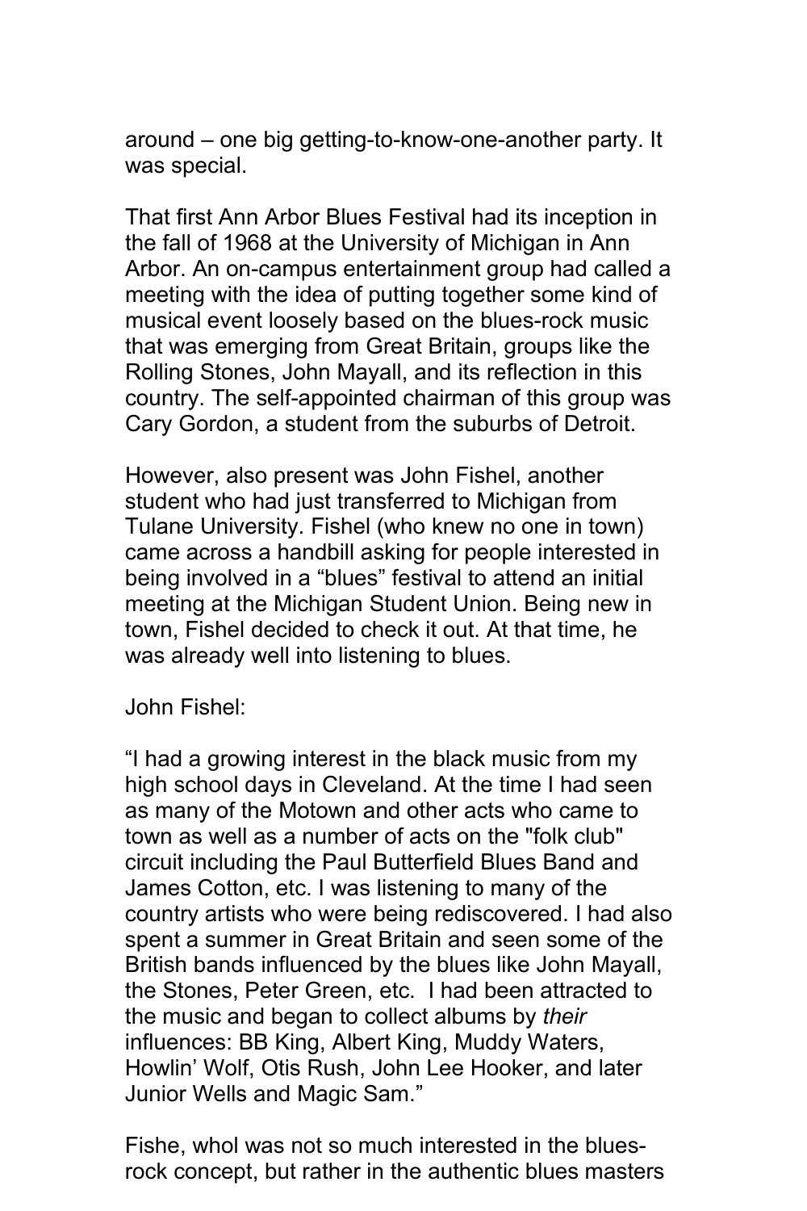around – one big getting-to-know-one-another party. It was special.

That first Ann Arbor Blues Festival had its inception in the fall of 1968 at the University of Michigan in Ann Arbor. An on-campus entertainment group had called a meeting with the idea of putting together some kind of musical event loosely based on the blues-rock music that was emerging from Great Britain, groups like the Rolling Stones, John Mayall, and its reflection in this country. The self-appointed chairman of this group was Cary Gordon, a student from the suburbs of Detroit.

However, also present was John Fishel, another student who had just transferred to Michigan from Tulane University. Fishel (who knew no one in town) came across a handbill asking for people interested in being involved in a "blues" festival to attend an initial meeting at the Michigan Student Union. Being new in town, Fishel decided to check it out. At that time, he was already well into listening to blues.

John Fishel:

"I had a growing interest in the black music from my high school days in Cleveland. At the time I had seen as many of the Motown and other acts who came to town as well as a number of acts on the "folk club" circuit including the Paul Butterfield Blues Band and James Cotton, etc. I was listening to many of the country artists who were being rediscovered. I had also spent a summer in Great Britain and seen some of the British bands influenced by the blues like John Mayall, the Stones, Peter Green, etc. I had been attracted to the music and began to collect albums by *their* influences: BB King, Albert King, Muddy Waters, Howlin' Wolf, Otis Rush, John Lee Hooker, and later Junior Wells and Magic Sam."

Fishe, whol was not so much interested in the blues-rock concept, but rather in the authentic blues masters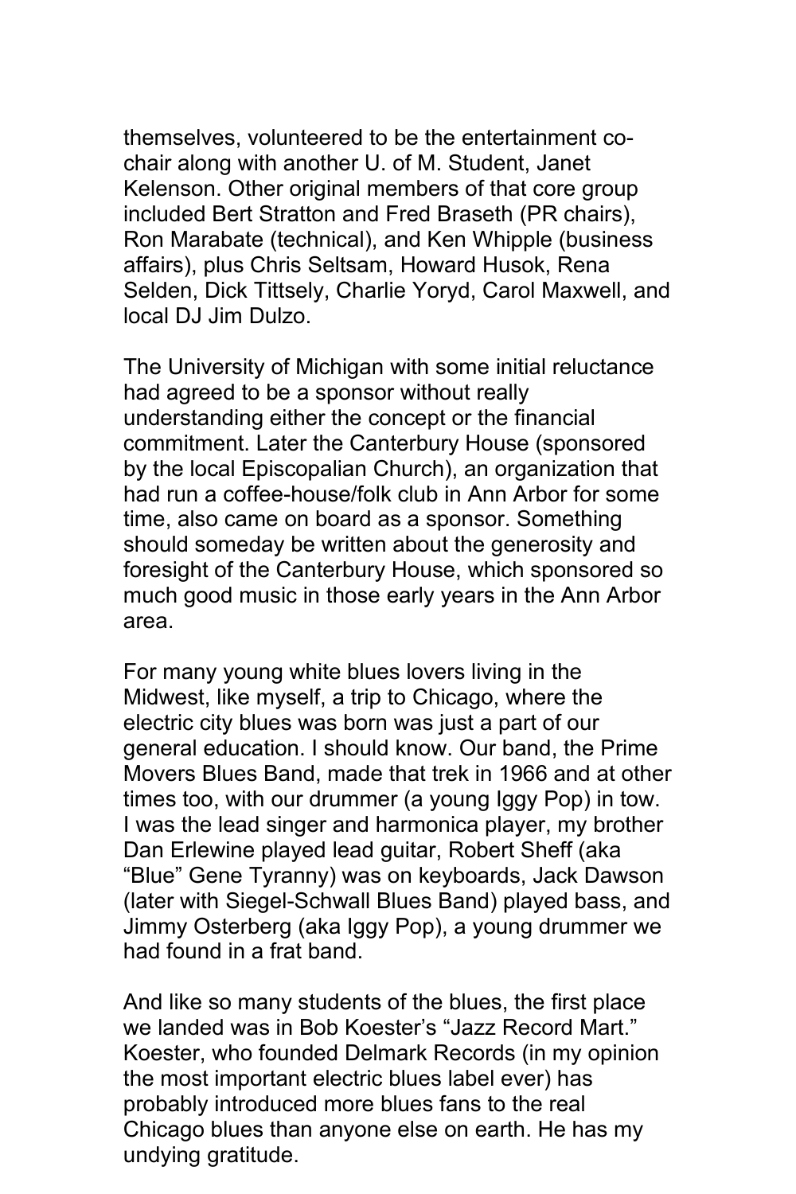themselves, volunteered to be the entertainment co-chair along with another U. of M. Student, Janet Kelenson. Other original members of that core group included Bert Stratton and Fred Braseth (PR chairs), Ron Marabate (technical), and Ken Whipple (business affairs), plus Chris Seltsam, Howard Husok, Rena Selden, Dick Tittsely, Charlie Yoryd, Carol Maxwell, and local DJ Jim Dulzo.

The University of Michigan with some initial reluctance had agreed to be a sponsor without really understanding either the concept or the financial commitment. Later the Canterbury House (sponsored by the local Episcopalian Church), an organization that had run a coffee-house/folk club in Ann Arbor for some time, also came on board as a sponsor. Something should someday be written about the generosity and foresight of the Canterbury House, which sponsored so much good music in those early years in the Ann Arbor area.

For many young white blues lovers living in the Midwest, like myself, a trip to Chicago, where the electric city blues was born was just a part of our general education. I should know. Our band, the Prime Movers Blues Band, made that trek in 1966 and at other times too, with our drummer (a young Iggy Pop) in tow. I was the lead singer and harmonica player, my brother Dan Erlewine played lead guitar, Robert Sheff (aka "Blue" Gene Tyranny) was on keyboards, Jack Dawson (later with Siegel-Schwall Blues Band) played bass, and Jimmy Osterberg (aka Iggy Pop), a young drummer we had found in a frat band.

And like so many students of the blues, the first place we landed was in Bob Koester's "Jazz Record Mart." Koester, who founded Delmark Records (in my opinion the most important electric blues label ever) has probably introduced more blues fans to the real Chicago blues than anyone else on earth. He has my undying gratitude.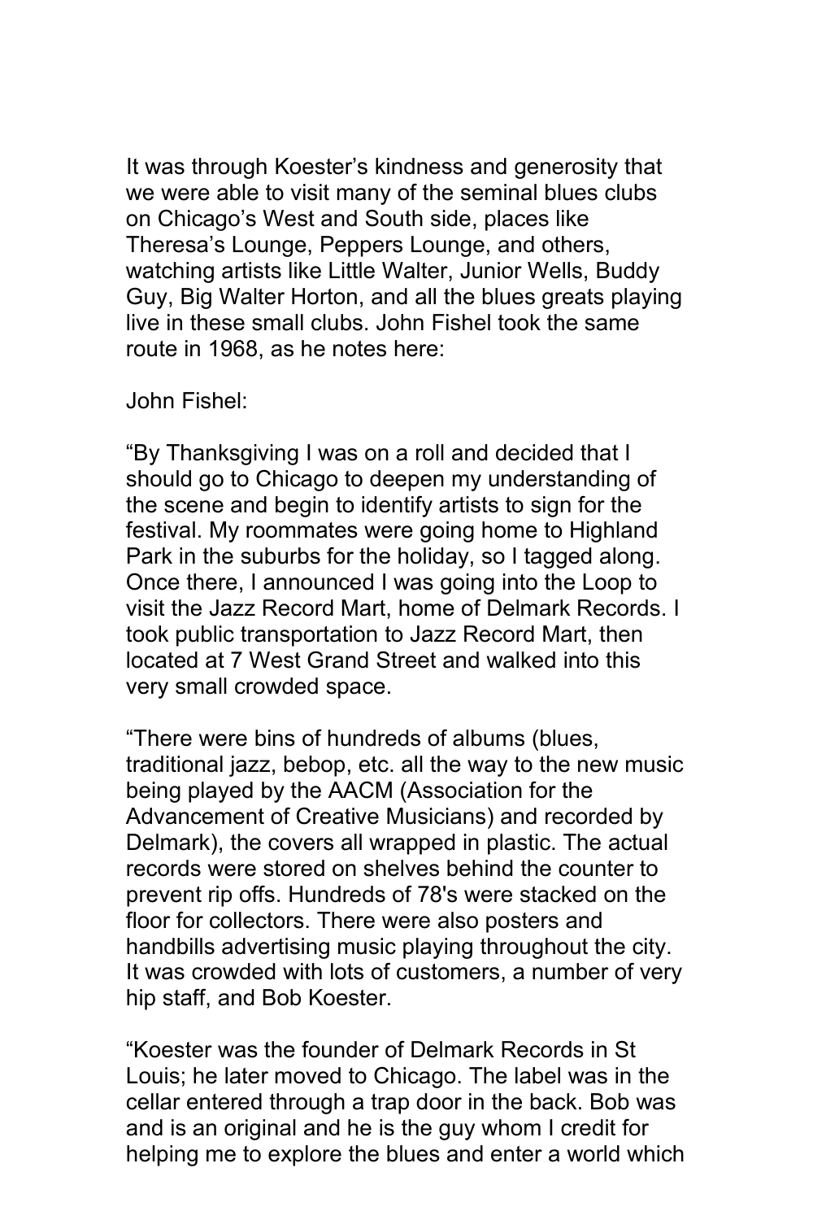It was through Koester's kindness and generosity that we were able to visit many of the seminal blues clubs on Chicago's West and South side, places like Theresa's Lounge, Peppers Lounge, and others, watching artists like Little Walter, Junior Wells, Buddy Guy, Big Walter Horton, and all the blues greats playing live in these small clubs. John Fishel took the same route in 1968, as he notes here:

John Fishel:

"By Thanksgiving I was on a roll and decided that I should go to Chicago to deepen my understanding of the scene and begin to identify artists to sign for the festival. My roommates were going home to Highland Park in the suburbs for the holiday, so I tagged along. Once there, I announced I was going into the Loop to visit the Jazz Record Mart, home of Delmark Records. I took public transportation to Jazz Record Mart, then located at 7 West Grand Street and walked into this very small crowded space.

"There were bins of hundreds of albums (blues, traditional jazz, bebop, etc. all the way to the new music being played by the AACM (Association for the Advancement of Creative Musicians) and recorded by Delmark), the covers all wrapped in plastic. The actual records were stored on shelves behind the counter to prevent rip offs. Hundreds of 78's were stacked on the floor for collectors. There were also posters and handbills advertising music playing throughout the city. It was crowded with lots of customers, a number of very hip staff, and Bob Koester.

"Koester was the founder of Delmark Records in St Louis; he later moved to Chicago. The label was in the cellar entered through a trap door in the back. Bob was and is an original and he is the guy whom I credit for helping me to explore the blues and enter a world which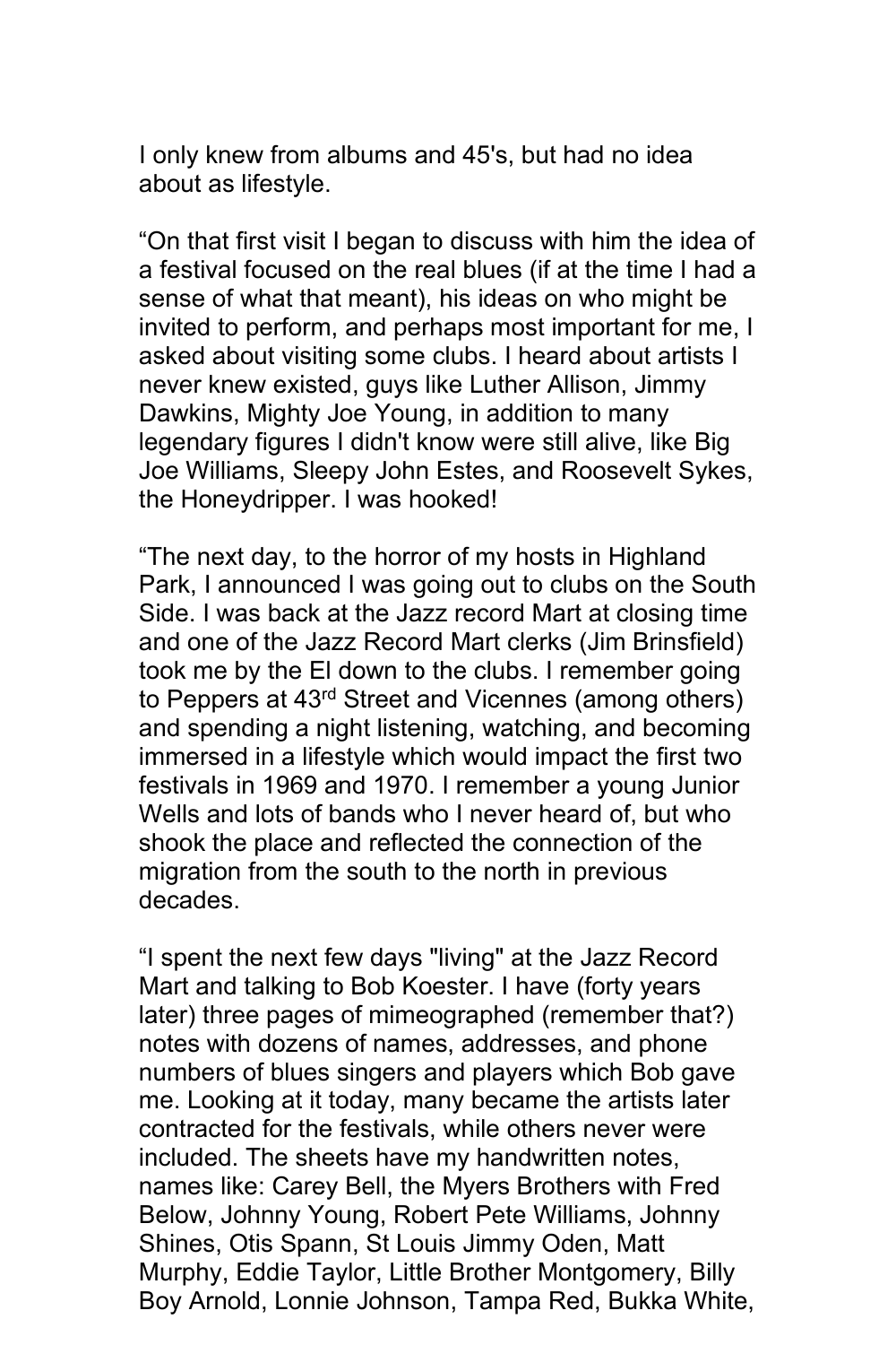I only knew from albums and 45's, but had no idea about as lifestyle.

“On that first visit I began to discuss with him the idea of a festival focused on the real blues (if at the time I had a sense of what that meant), his ideas on who might be invited to perform, and perhaps most important for me, I asked about visiting some clubs. I heard about artists I never knew existed, guys like Luther Allison, Jimmy Dawkins, Mighty Joe Young, in addition to many legendary figures I didn't know were still alive, like Big Joe Williams, Sleepy John Estes, and Roosevelt Sykes, the Honeydripper. I was hooked!

“The next day, to the horror of my hosts in Highland Park, I announced I was going out to clubs on the South Side. I was back at the Jazz record Mart at closing time and one of the Jazz Record Mart clerks (Jim Brinsfield) took me by the El down to the clubs. I remember going to Peppers at 43rd Street and Vicennes (among others) and spending a night listening, watching, and becoming immersed in a lifestyle which would impact the first two festivals in 1969 and 1970. I remember a young Junior Wells and lots of bands who I never heard of, but who shook the place and reflected the connection of the migration from the south to the north in previous decades.

“I spent the next few days "living" at the Jazz Record Mart and talking to Bob Koester. I have (forty years later) three pages of mimeographed (remember that?) notes with dozens of names, addresses, and phone numbers of blues singers and players which Bob gave me. Looking at it today, many became the artists later contracted for the festivals, while others never were included. The sheets have my handwritten notes, names like: Carey Bell, the Myers Brothers with Fred Below, Johnny Young, Robert Pete Williams, Johnny Shines, Otis Spann, St Louis Jimmy Oden, Matt Murphy, Eddie Taylor, Little Brother Montgomery, Billy Boy Arnold, Lonnie Johnson, Tampa Red, Bukka White,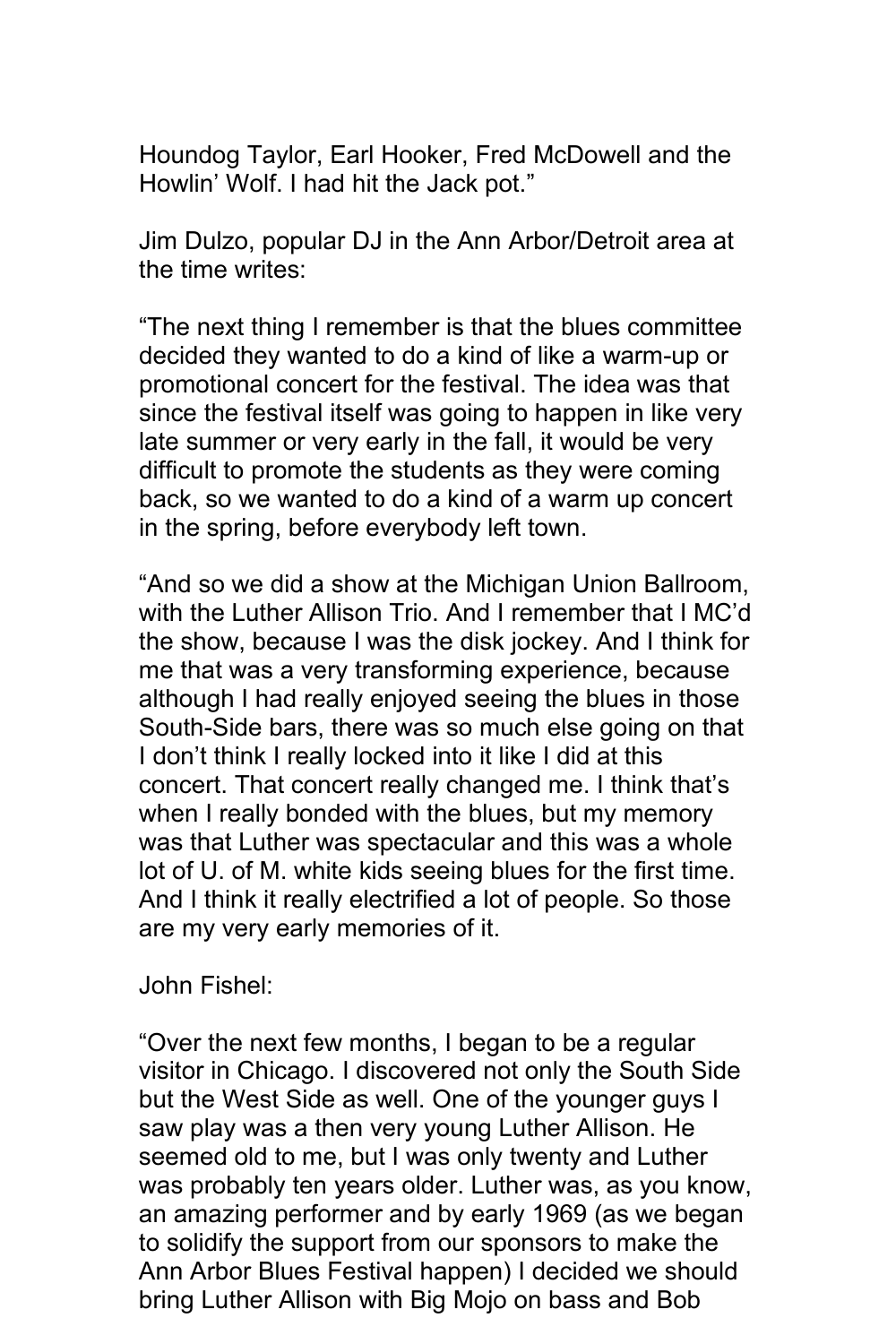Houndog Taylor, Earl Hooker, Fred McDowell and the Howlin' Wolf. I had hit the Jack pot."

Jim Dulzo, popular DJ in the Ann Arbor/Detroit area at the time writes:

"The next thing I remember is that the blues committee decided they wanted to do a kind of like a warm-up or promotional concert for the festival. The idea was that since the festival itself was going to happen in like very late summer or very early in the fall, it would be very difficult to promote the students as they were coming back, so we wanted to do a kind of a warm up concert in the spring, before everybody left town.

"And so we did a show at the Michigan Union Ballroom, with the Luther Allison Trio. And I remember that I MC'd the show, because I was the disk jockey. And I think for me that was a very transforming experience, because although I had really enjoyed seeing the blues in those South-Side bars, there was so much else going on that I don't think I really locked into it like I did at this concert. That concert really changed me. I think that's when I really bonded with the blues, but my memory was that Luther was spectacular and this was a whole lot of U. of M. white kids seeing blues for the first time. And I think it really electrified a lot of people. So those are my very early memories of it.

John Fishel:

"Over the next few months, I began to be a regular visitor in Chicago. I discovered not only the South Side but the West Side as well. One of the younger guys I saw play was a then very young Luther Allison. He seemed old to me, but I was only twenty and Luther was probably ten years older. Luther was, as you know, an amazing performer and by early 1969 (as we began to solidify the support from our sponsors to make the Ann Arbor Blues Festival happen) I decided we should bring Luther Allison with Big Mojo on bass and Bob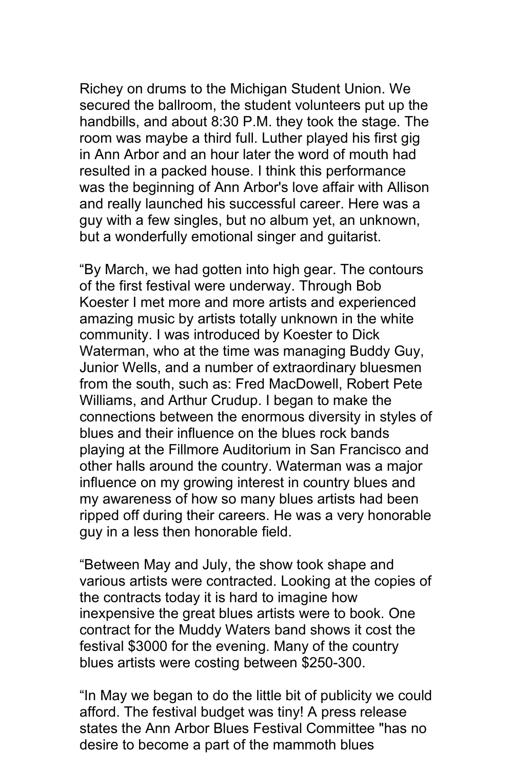Richey on drums to the Michigan Student Union. We secured the ballroom, the student volunteers put up the handbills, and about 8:30 P.M. they took the stage. The room was maybe a third full. Luther played his first gig in Ann Arbor and an hour later the word of mouth had resulted in a packed house. I think this performance was the beginning of Ann Arbor's love affair with Allison and really launched his successful career. Here was a guy with a few singles, but no album yet, an unknown, but a wonderfully emotional singer and guitarist.

“By March, we had gotten into high gear. The contours of the first festival were underway. Through Bob Koester I met more and more artists and experienced amazing music by artists totally unknown in the white community. I was introduced by Koester to Dick Waterman, who at the time was managing Buddy Guy, Junior Wells, and a number of extraordinary bluesmen from the south, such as: Fred MacDowell, Robert Pete Williams, and Arthur Crudup. I began to make the connections between the enormous diversity in styles of blues and their influence on the blues rock bands playing at the Fillmore Auditorium in San Francisco and other halls around the country. Waterman was a major influence on my growing interest in country blues and my awareness of how so many blues artists had been ripped off during their careers. He was a very honorable guy in a less then honorable field.

“Between May and July, the show took shape and various artists were contracted. Looking at the copies of the contracts today it is hard to imagine how inexpensive the great blues artists were to book. One contract for the Muddy Waters band shows it cost the festival $3000 for the evening. Many of the country blues artists were costing between $250-300.

“In May we began to do the little bit of publicity we could afford. The festival budget was tiny! A press release states the Ann Arbor Blues Festival Committee "has no desire to become a part of the mammoth blues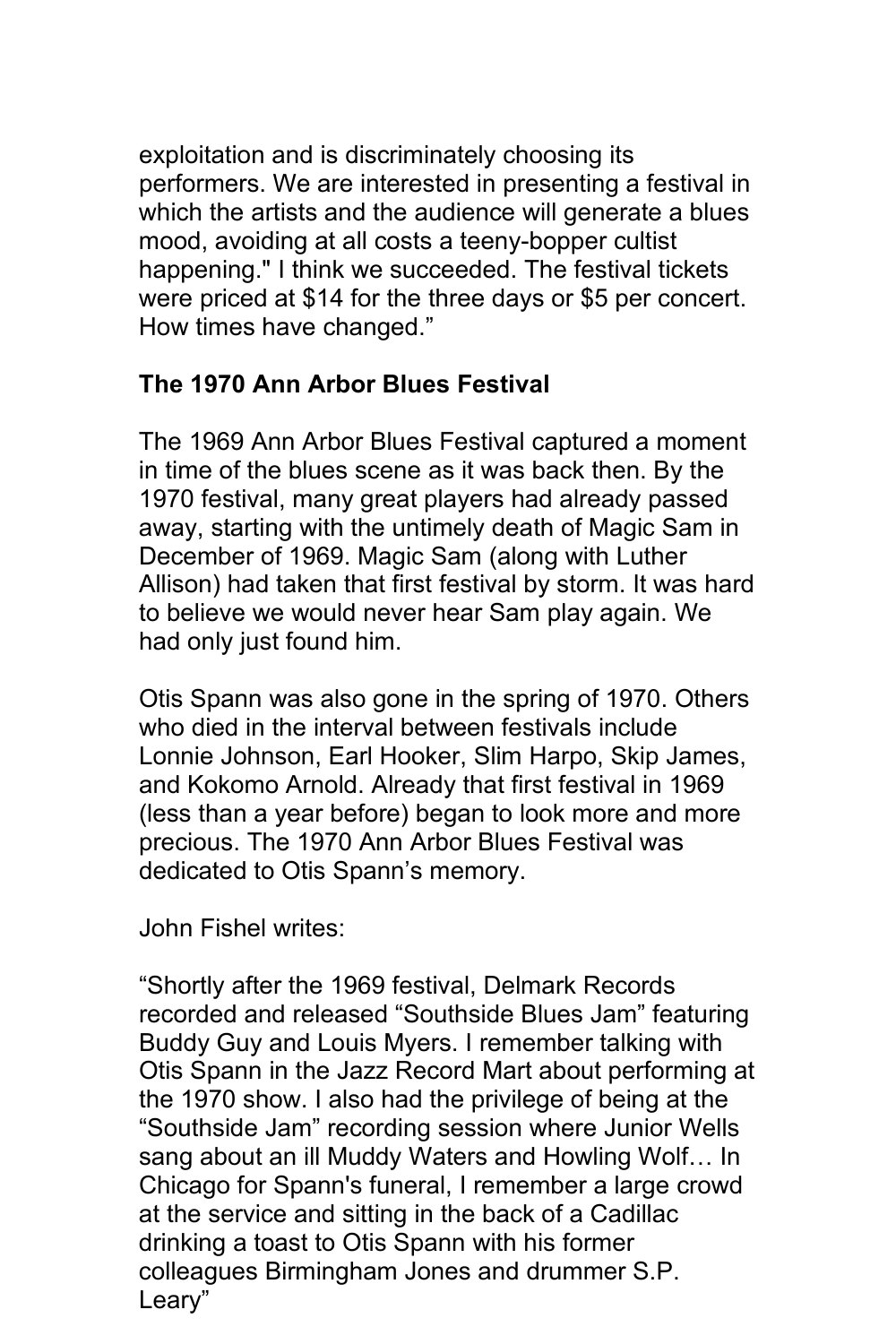exploitation and is discriminately choosing its performers. We are interested in presenting a festival in which the artists and the audience will generate a blues mood, avoiding at all costs a teeny-bopper cultist happening." I think we succeeded. The festival tickets were priced at $14 for the three days or $5 per concert. How times have changed."

**The 1970 Ann Arbor Blues Festival**

The 1969 Ann Arbor Blues Festival captured a moment in time of the blues scene as it was back then. By the 1970 festival, many great players had already passed away, starting with the untimely death of Magic Sam in December of 1969. Magic Sam (along with Luther Allison) had taken that first festival by storm. It was hard to believe we would never hear Sam play again. We had only just found him.

Otis Spann was also gone in the spring of 1970. Others who died in the interval between festivals include Lonnie Johnson, Earl Hooker, Slim Harpo, Skip James, and Kokomo Arnold. Already that first festival in 1969 (less than a year before) began to look more and more precious. The 1970 Ann Arbor Blues Festival was dedicated to Otis Spann's memory.

John Fishel writes:

"Shortly after the 1969 festival, Delmark Records recorded and released "Southside Blues Jam" featuring Buddy Guy and Louis Myers. I remember talking with Otis Spann in the Jazz Record Mart about performing at the 1970 show. I also had the privilege of being at the "Southside Jam" recording session where Junior Wells sang about an ill Muddy Waters and Howling Wolf… In Chicago for Spann's funeral, I remember a large crowd at the service and sitting in the back of a Cadillac drinking a toast to Otis Spann with his former colleagues Birmingham Jones and drummer S.P. Leary"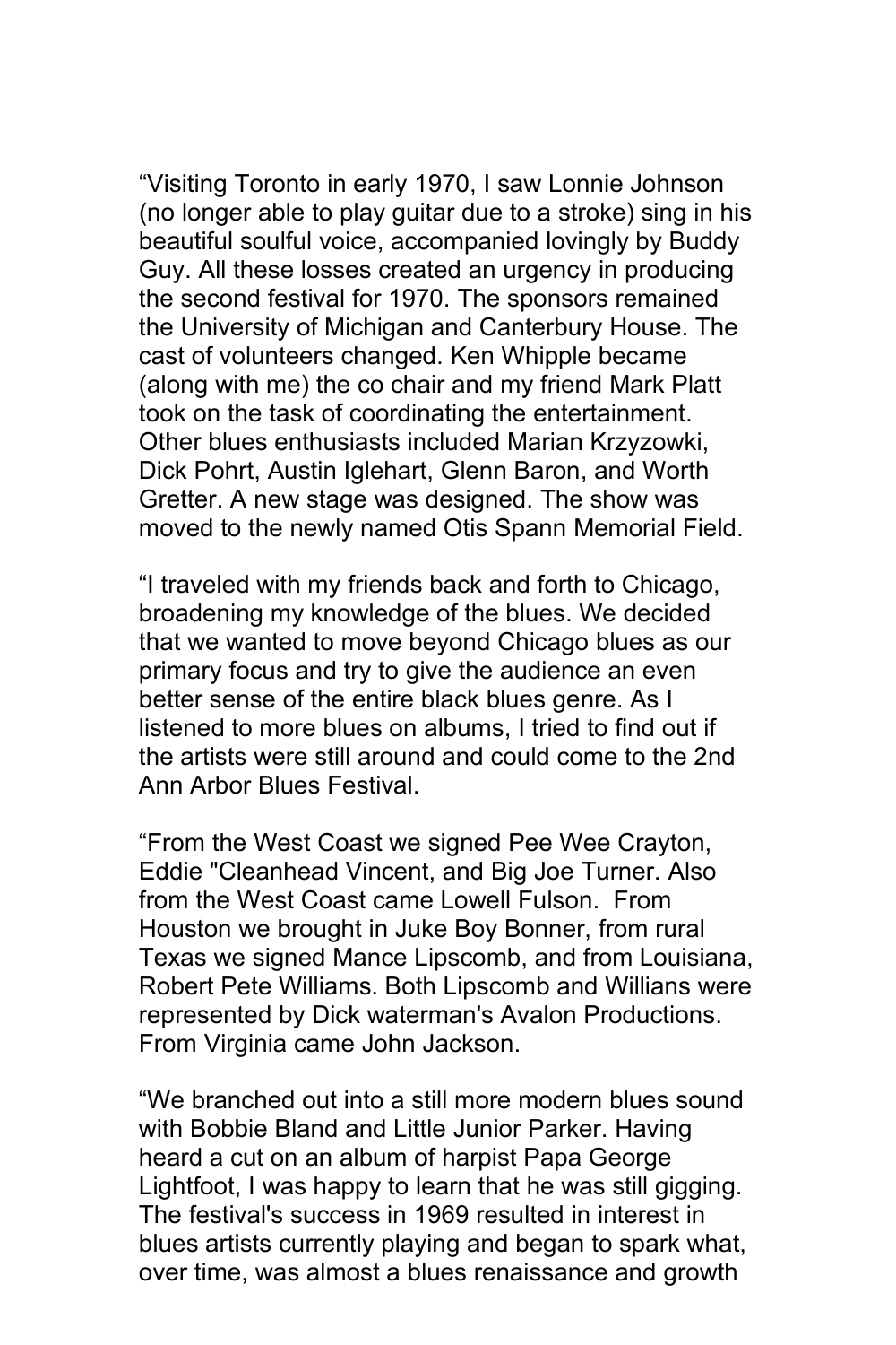“Visiting Toronto in early 1970, I saw Lonnie Johnson (no longer able to play guitar due to a stroke) sing in his beautiful soulful voice, accompanied lovingly by Buddy Guy. All these losses created an urgency in producing the second festival for 1970. The sponsors remained the University of Michigan and Canterbury House. The cast of volunteers changed. Ken Whipple became (along with me) the co chair and my friend Mark Platt took on the task of coordinating the entertainment. Other blues enthusiasts included Marian Krzyzowki, Dick Pohrt, Austin Iglehart, Glenn Baron, and Worth Gretter. A new stage was designed. The show was moved to the newly named Otis Spann Memorial Field.

“I traveled with my friends back and forth to Chicago, broadening my knowledge of the blues. We decided that we wanted to move beyond Chicago blues as our primary focus and try to give the audience an even better sense of the entire black blues genre. As I listened to more blues on albums, I tried to find out if the artists were still around and could come to the 2nd Ann Arbor Blues Festival.

“From the West Coast we signed Pee Wee Crayton, Eddie "Cleanhead Vincent, and Big Joe Turner. Also from the West Coast came Lowell Fulson. From Houston we brought in Juke Boy Bonner, from rural Texas we signed Mance Lipscomb, and from Louisiana, Robert Pete Williams. Both Lipscomb and Willians were represented by Dick waterman's Avalon Productions. From Virginia came John Jackson.

“We branched out into a still more modern blues sound with Bobbie Bland and Little Junior Parker. Having heard a cut on an album of harpist Papa George Lightfoot, I was happy to learn that he was still gigging. The festival's success in 1969 resulted in interest in blues artists currently playing and began to spark what, over time, was almost a blues renaissance and growth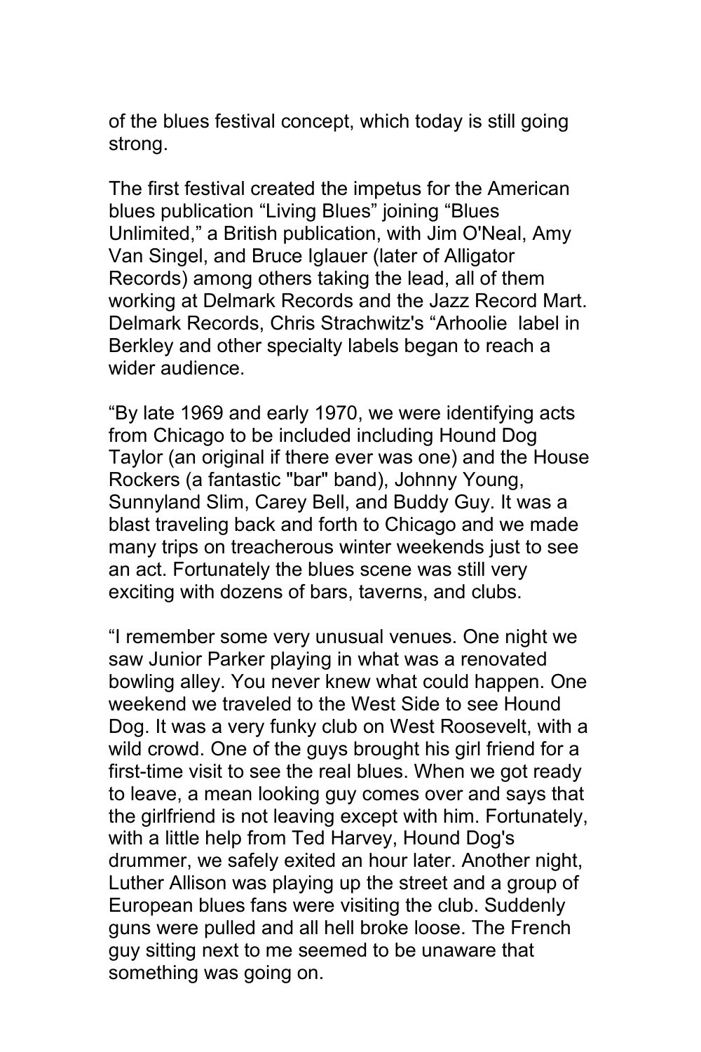of the blues festival concept, which today is still going strong.

The first festival created the impetus for the American blues publication “Living Blues” joining “Blues Unlimited,” a British publication, with Jim O'Neal, Amy Van Singel, and Bruce Iglauer (later of Alligator Records) among others taking the lead, all of them working at Delmark Records and the Jazz Record Mart. Delmark Records, Chris Strachwitz's “Arhoolie  label in Berkley and other specialty labels began to reach a wider audience.

“By late 1969 and early 1970, we were identifying acts from Chicago to be included including Hound Dog Taylor (an original if there ever was one) and the House Rockers (a fantastic "bar" band), Johnny Young, Sunnyland Slim, Carey Bell, and Buddy Guy. It was a blast traveling back and forth to Chicago and we made many trips on treacherous winter weekends just to see an act. Fortunately the blues scene was still very exciting with dozens of bars, taverns, and clubs.

“I remember some very unusual venues. One night we saw Junior Parker playing in what was a renovated bowling alley. You never knew what could happen. One weekend we traveled to the West Side to see Hound Dog. It was a very funky club on West Roosevelt, with a wild crowd. One of the guys brought his girl friend for a first-time visit to see the real blues. When we got ready to leave, a mean looking guy comes over and says that the girlfriend is not leaving except with him. Fortunately, with a little help from Ted Harvey, Hound Dog's drummer, we safely exited an hour later. Another night, Luther Allison was playing up the street and a group of European blues fans were visiting the club. Suddenly guns were pulled and all hell broke loose. The French guy sitting next to me seemed to be unaware that something was going on.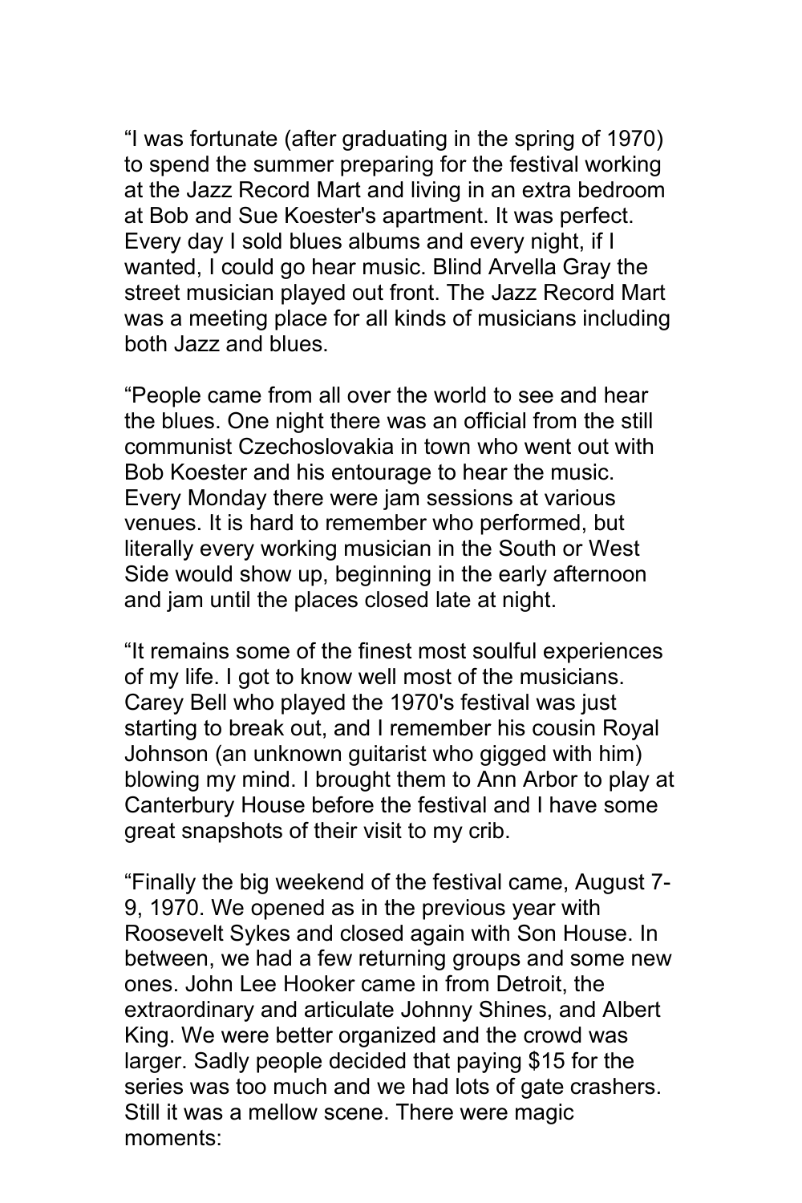“I was fortunate (after graduating in the spring of 1970) to spend the summer preparing for the festival working at the Jazz Record Mart and living in an extra bedroom at Bob and Sue Koester's apartment. It was perfect. Every day I sold blues albums and every night, if I wanted, I could go hear music. Blind Arvella Gray the street musician played out front. The Jazz Record Mart was a meeting place for all kinds of musicians including both Jazz and blues.

“People came from all over the world to see and hear the blues. One night there was an official from the still communist Czechoslovakia in town who went out with Bob Koester and his entourage to hear the music. Every Monday there were jam sessions at various venues. It is hard to remember who performed, but literally every working musician in the South or West Side would show up, beginning in the early afternoon and jam until the places closed late at night.

“It remains some of the finest most soulful experiences of my life. I got to know well most of the musicians. Carey Bell who played the 1970's festival was just starting to break out, and I remember his cousin Royal Johnson (an unknown guitarist who gigged with him) blowing my mind. I brought them to Ann Arbor to play at Canterbury House before the festival and I have some great snapshots of their visit to my crib.

“Finally the big weekend of the festival came, August 7-9, 1970. We opened as in the previous year with Roosevelt Sykes and closed again with Son House. In between, we had a few returning groups and some new ones. John Lee Hooker came in from Detroit, the extraordinary and articulate Johnny Shines, and Albert King. We were better organized and the crowd was larger. Sadly people decided that paying $15 for the series was too much and we had lots of gate crashers. Still it was a mellow scene. There were magic moments: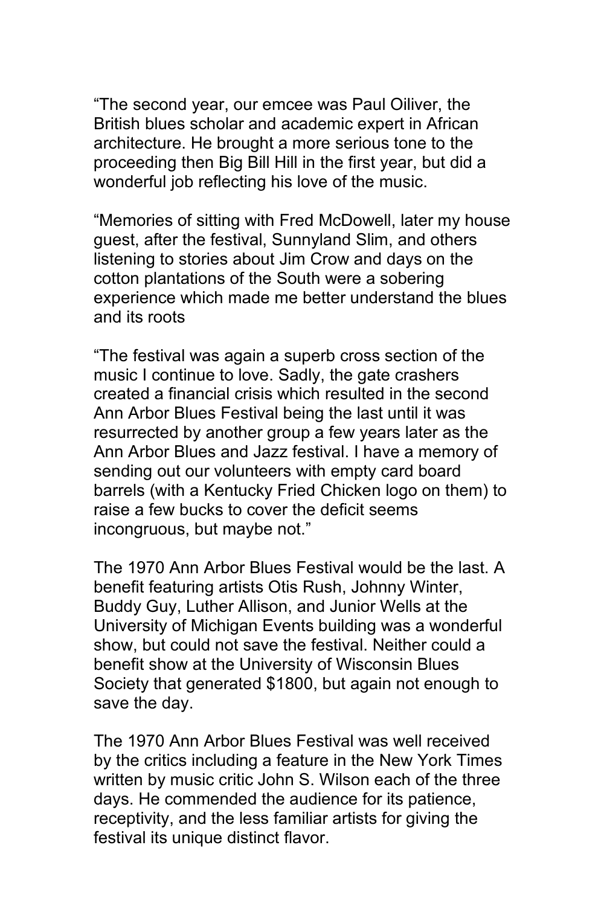“The second year, our emcee was Paul Oiliver, the British blues scholar and academic expert in African architecture. He brought a more serious tone to the proceeding then Big Bill Hill in the first year, but did a wonderful job reflecting his love of the music.

“Memories of sitting with Fred McDowell, later my house guest, after the festival, Sunnyland Slim, and others listening to stories about Jim Crow and days on the cotton plantations of the South were a sobering experience which made me better understand the blues and its roots

“The festival was again a superb cross section of the music I continue to love. Sadly, the gate crashers created a financial crisis which resulted in the second Ann Arbor Blues Festival being the last until it was resurrected by another group a few years later as the Ann Arbor Blues and Jazz festival. I have a memory of sending out our volunteers with empty card board barrels (with a Kentucky Fried Chicken logo on them) to raise a few bucks to cover the deficit seems incongruous, but maybe not.”

The 1970 Ann Arbor Blues Festival would be the last. A benefit featuring artists Otis Rush, Johnny Winter, Buddy Guy, Luther Allison, and Junior Wells at the University of Michigan Events building was a wonderful show, but could not save the festival. Neither could a benefit show at the University of Wisconsin Blues Society that generated $1800, but again not enough to save the day.

The 1970 Ann Arbor Blues Festival was well received by the critics including a feature in the New York Times written by music critic John S. Wilson each of the three days. He commended the audience for its patience, receptivity, and the less familiar artists for giving the festival its unique distinct flavor.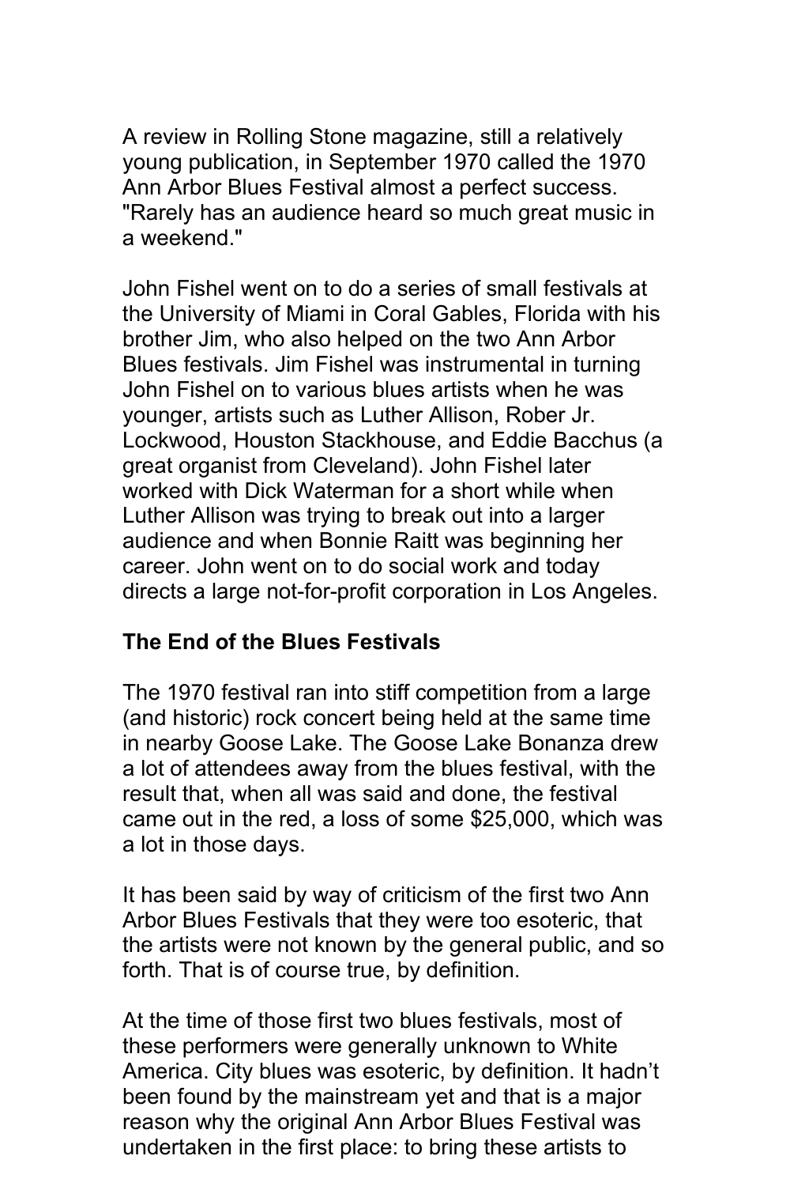A review in Rolling Stone magazine, still a relatively young publication, in September 1970 called the 1970 Ann Arbor Blues Festival almost a perfect success. "Rarely has an audience heard so much great music in a weekend."

John Fishel went on to do a series of small festivals at the University of Miami in Coral Gables, Florida with his brother Jim, who also helped on the two Ann Arbor Blues festivals. Jim Fishel was instrumental in turning John Fishel on to various blues artists when he was younger, artists such as Luther Allison, Rober Jr. Lockwood, Houston Stackhouse, and Eddie Bacchus (a great organist from Cleveland). John Fishel later worked with Dick Waterman for a short while when Luther Allison was trying to break out into a larger audience and when Bonnie Raitt was beginning her career. John went on to do social work and today directs a large not-for-profit corporation in Los Angeles.

**The End of the Blues Festivals**

The 1970 festival ran into stiff competition from a large (and historic) rock concert being held at the same time in nearby Goose Lake. The Goose Lake Bonanza drew a lot of attendees away from the blues festival, with the result that, when all was said and done, the festival came out in the red, a loss of some $25,000, which was a lot in those days.

It has been said by way of criticism of the first two Ann Arbor Blues Festivals that they were too esoteric, that the artists were not known by the general public, and so forth. That is of course true, by definition.

At the time of those first two blues festivals, most of these performers were generally unknown to White America. City blues was esoteric, by definition. It hadn't been found by the mainstream yet and that is a major reason why the original Ann Arbor Blues Festival was undertaken in the first place: to bring these artists to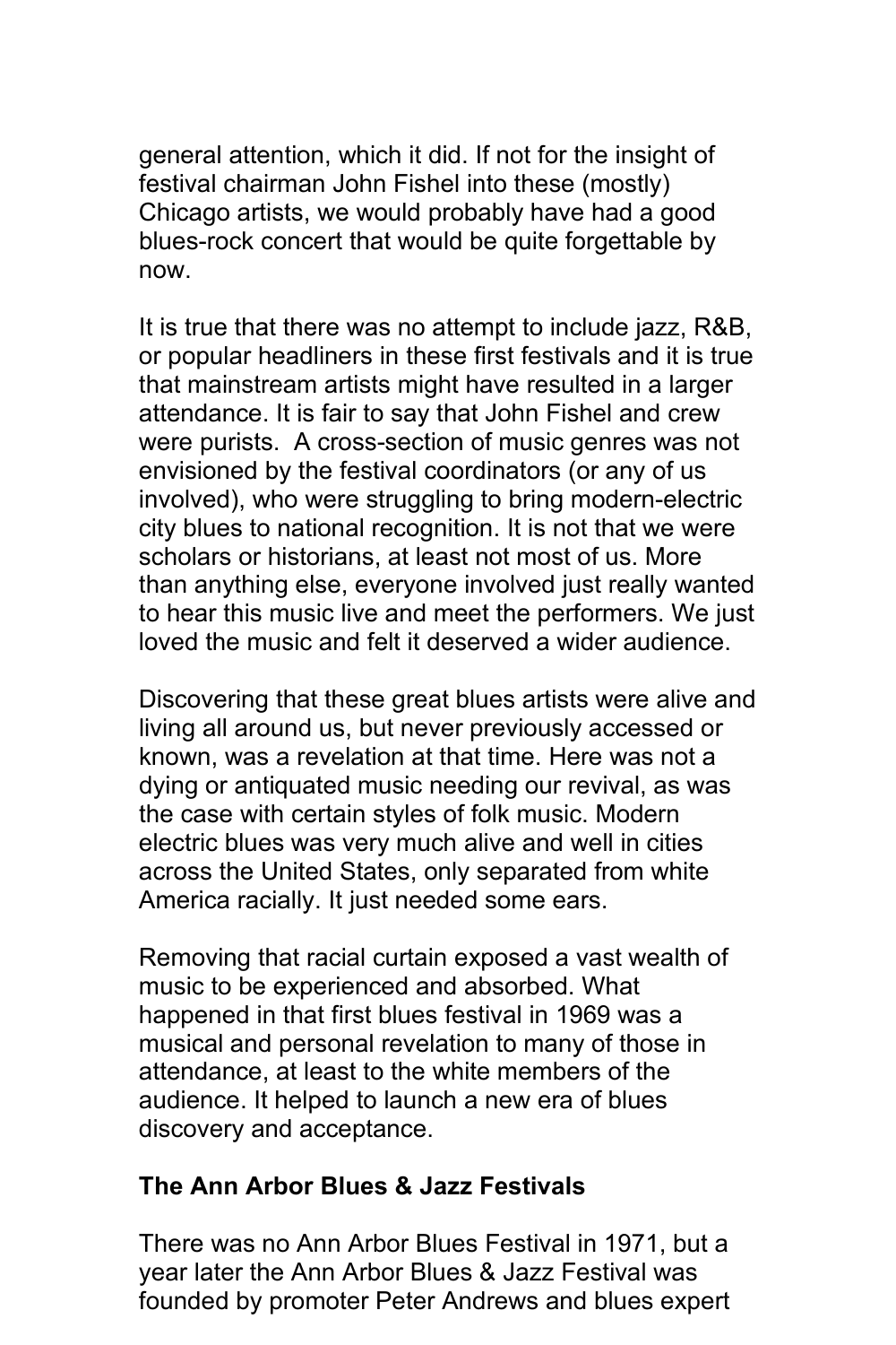general attention, which it did. If not for the insight of festival chairman John Fishel into these (mostly) Chicago artists, we would probably have had a good blues-rock concert that would be quite forgettable by now.

It is true that there was no attempt to include jazz, R&B, or popular headliners in these first festivals and it is true that mainstream artists might have resulted in a larger attendance. It is fair to say that John Fishel and crew were purists. A cross-section of music genres was not envisioned by the festival coordinators (or any of us involved), who were struggling to bring modern-electric city blues to national recognition. It is not that we were scholars or historians, at least not most of us. More than anything else, everyone involved just really wanted to hear this music live and meet the performers. We just loved the music and felt it deserved a wider audience.

Discovering that these great blues artists were alive and living all around us, but never previously accessed or known, was a revelation at that time. Here was not a dying or antiquated music needing our revival, as was the case with certain styles of folk music. Modern electric blues was very much alive and well in cities across the United States, only separated from white America racially. It just needed some ears.

Removing that racial curtain exposed a vast wealth of music to be experienced and absorbed. What happened in that first blues festival in 1969 was a musical and personal revelation to many of those in attendance, at least to the white members of the audience. It helped to launch a new era of blues discovery and acceptance.

**The Ann Arbor Blues & Jazz Festivals**

There was no Ann Arbor Blues Festival in 1971, but a year later the Ann Arbor Blues & Jazz Festival was founded by promoter Peter Andrews and blues expert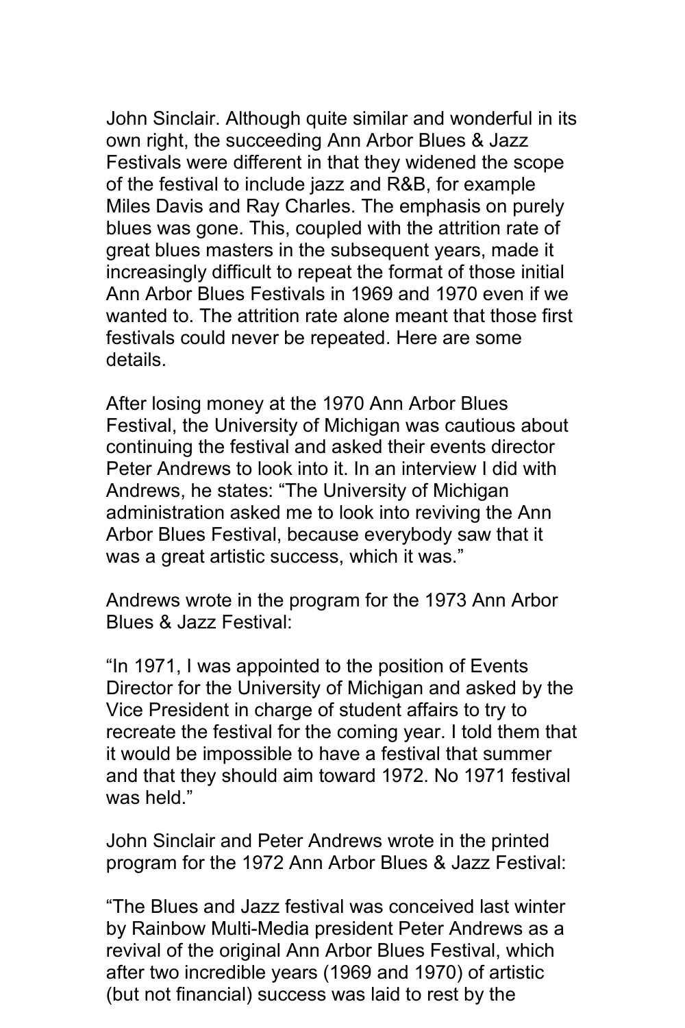John Sinclair. Although quite similar and wonderful in its own right, the succeeding Ann Arbor Blues & Jazz Festivals were different in that they widened the scope of the festival to include jazz and R&B, for example Miles Davis and Ray Charles. The emphasis on purely blues was gone. This, coupled with the attrition rate of great blues masters in the subsequent years, made it increasingly difficult to repeat the format of those initial Ann Arbor Blues Festivals in 1969 and 1970 even if we wanted to. The attrition rate alone meant that those first festivals could never be repeated. Here are some details.

After losing money at the 1970 Ann Arbor Blues Festival, the University of Michigan was cautious about continuing the festival and asked their events director Peter Andrews to look into it. In an interview I did with Andrews, he states: "The University of Michigan administration asked me to look into reviving the Ann Arbor Blues Festival, because everybody saw that it was a great artistic success, which it was."

Andrews wrote in the program for the 1973 Ann Arbor Blues & Jazz Festival:

"In 1971, I was appointed to the position of Events Director for the University of Michigan and asked by the Vice President in charge of student affairs to try to recreate the festival for the coming year. I told them that it would be impossible to have a festival that summer and that they should aim toward 1972. No 1971 festival was held."

John Sinclair and Peter Andrews wrote in the printed program for the 1972 Ann Arbor Blues & Jazz Festival:

"The Blues and Jazz festival was conceived last winter by Rainbow Multi-Media president Peter Andrews as a revival of the original Ann Arbor Blues Festival, which after two incredible years (1969 and 1970) of artistic (but not financial) success was laid to rest by the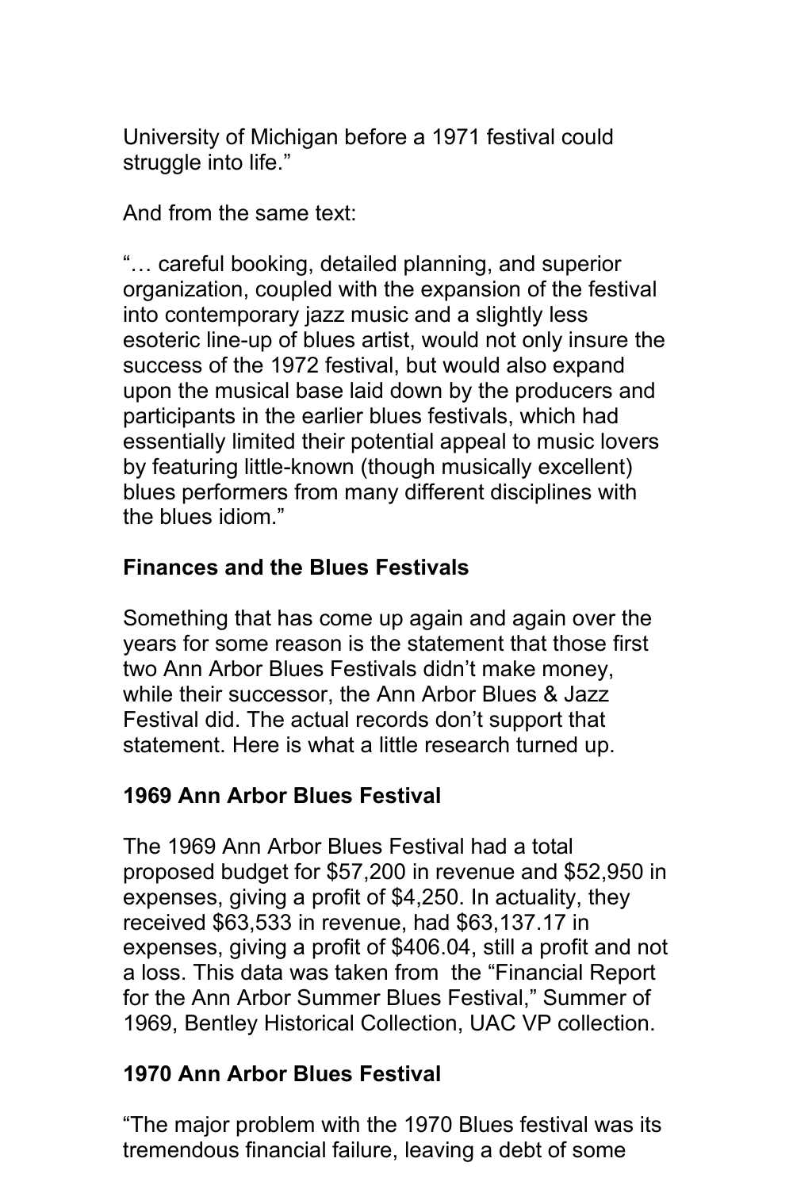University of Michigan before a 1971 festival could struggle into life."

And from the same text:

"… careful booking, detailed planning, and superior organization, coupled with the expansion of the festival into contemporary jazz music and a slightly less esoteric line-up of blues artist, would not only insure the success of the 1972 festival, but would also expand upon the musical base laid down by the producers and participants in the earlier blues festivals, which had essentially limited their potential appeal to music lovers by featuring little-known (though musically excellent) blues performers from many different disciplines with the blues idiom."

**Finances and the Blues Festivals**

Something that has come up again and again over the years for some reason is the statement that those first two Ann Arbor Blues Festivals didn't make money, while their successor, the Ann Arbor Blues & Jazz Festival did. The actual records don't support that statement. Here is what a little research turned up.

**1969 Ann Arbor Blues Festival**

The 1969 Ann Arbor Blues Festival had a total proposed budget for $57,200 in revenue and $52,950 in expenses, giving a profit of $4,250. In actuality, they received $63,533 in revenue, had $63,137.17 in expenses, giving a profit of $406.04, still a profit and not a loss. This data was taken from the "Financial Report for the Ann Arbor Summer Blues Festival," Summer of 1969, Bentley Historical Collection, UAC VP collection.

**1970 Ann Arbor Blues Festival**

"The major problem with the 1970 Blues festival was its tremendous financial failure, leaving a debt of some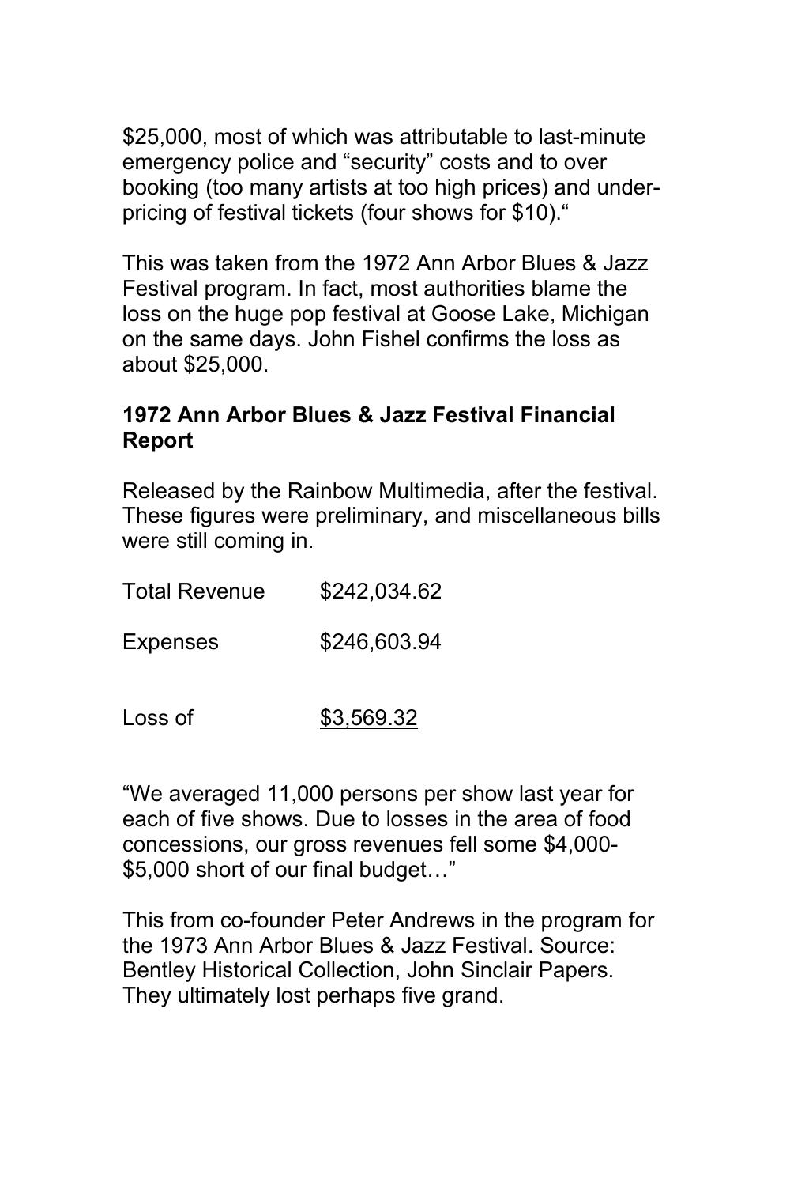$25,000, most of which was attributable to last-minute emergency police and “security” costs and to over booking (too many artists at too high prices) and under-pricing of festival tickets (four shows for $10).“

This was taken from the 1972 Ann Arbor Blues & Jazz Festival program. In fact, most authorities blame the loss on the huge pop festival at Goose Lake, Michigan on the same days. John Fishel confirms the loss as about $25,000.

**1972 Ann Arbor Blues & Jazz Festival Financial Report**

Released by the Rainbow Multimedia, after the festival. These figures were preliminary, and miscellaneous bills were still coming in.

| | |
|---|---|
| Total Revenue | $242,034.62 |
| Expenses | $246,603.94 |
| Loss of | $3,569.32 |

“We averaged 11,000 persons per show last year for each of five shows. Due to losses in the area of food concessions, our gross revenues fell some $4,000-$5,000 short of our final budget…”

This from co-founder Peter Andrews in the program for the 1973 Ann Arbor Blues & Jazz Festival. Source: Bentley Historical Collection, John Sinclair Papers. They ultimately lost perhaps five grand.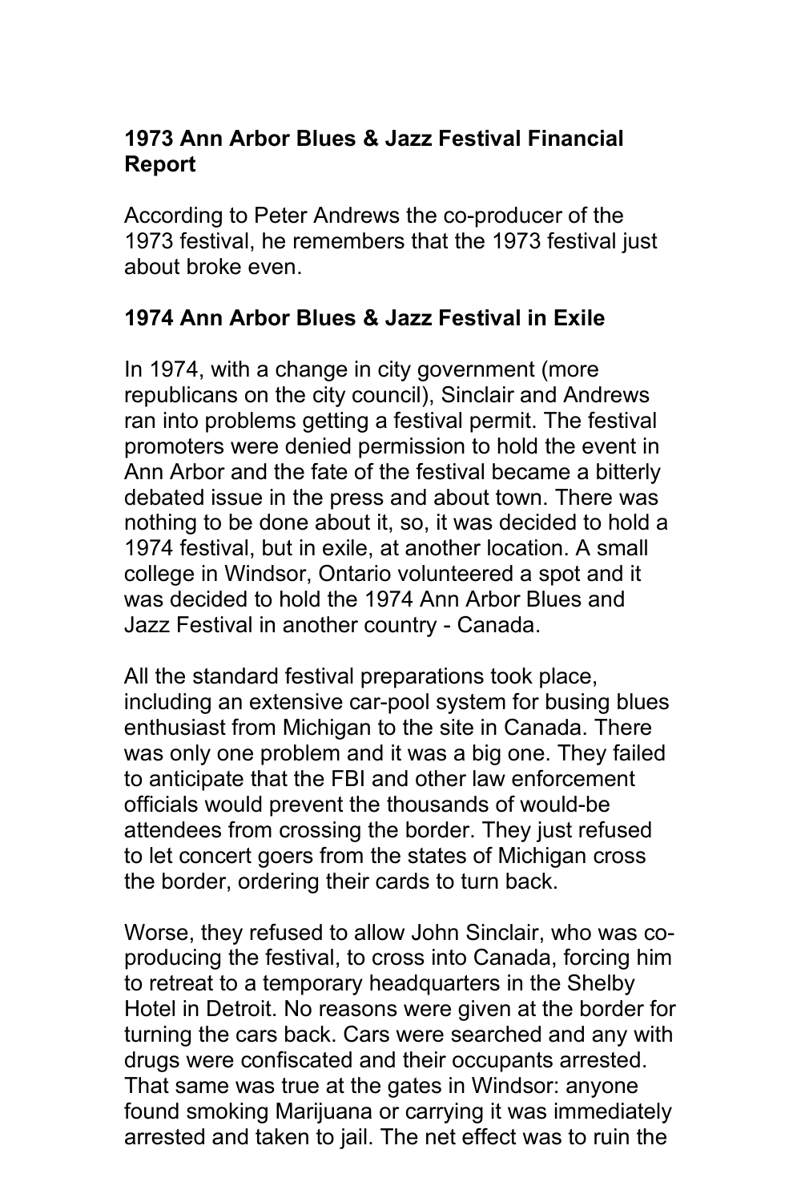**1973 Ann Arbor Blues & Jazz Festival Financial Report**

According to Peter Andrews the co-producer of the 1973 festival, he remembers that the 1973 festival just about broke even.

**1974 Ann Arbor Blues & Jazz Festival in Exile**

In 1974, with a change in city government (more republicans on the city council), Sinclair and Andrews ran into problems getting a festival permit. The festival promoters were denied permission to hold the event in Ann Arbor and the fate of the festival became a bitterly debated issue in the press and about town. There was nothing to be done about it, so, it was decided to hold a 1974 festival, but in exile, at another location. A small college in Windsor, Ontario volunteered a spot and it was decided to hold the 1974 Ann Arbor Blues and Jazz Festival in another country - Canada.

All the standard festival preparations took place, including an extensive car-pool system for busing blues enthusiast from Michigan to the site in Canada. There was only one problem and it was a big one. They failed to anticipate that the FBI and other law enforcement officials would prevent the thousands of would-be attendees from crossing the border. They just refused to let concert goers from the states of Michigan cross the border, ordering their cards to turn back.

Worse, they refused to allow John Sinclair, who was co-producing the festival, to cross into Canada, forcing him to retreat to a temporary headquarters in the Shelby Hotel in Detroit. No reasons were given at the border for turning the cars back. Cars were searched and any with drugs were confiscated and their occupants arrested. That same was true at the gates in Windsor: anyone found smoking Marijuana or carrying it was immediately arrested and taken to jail. The net effect was to ruin the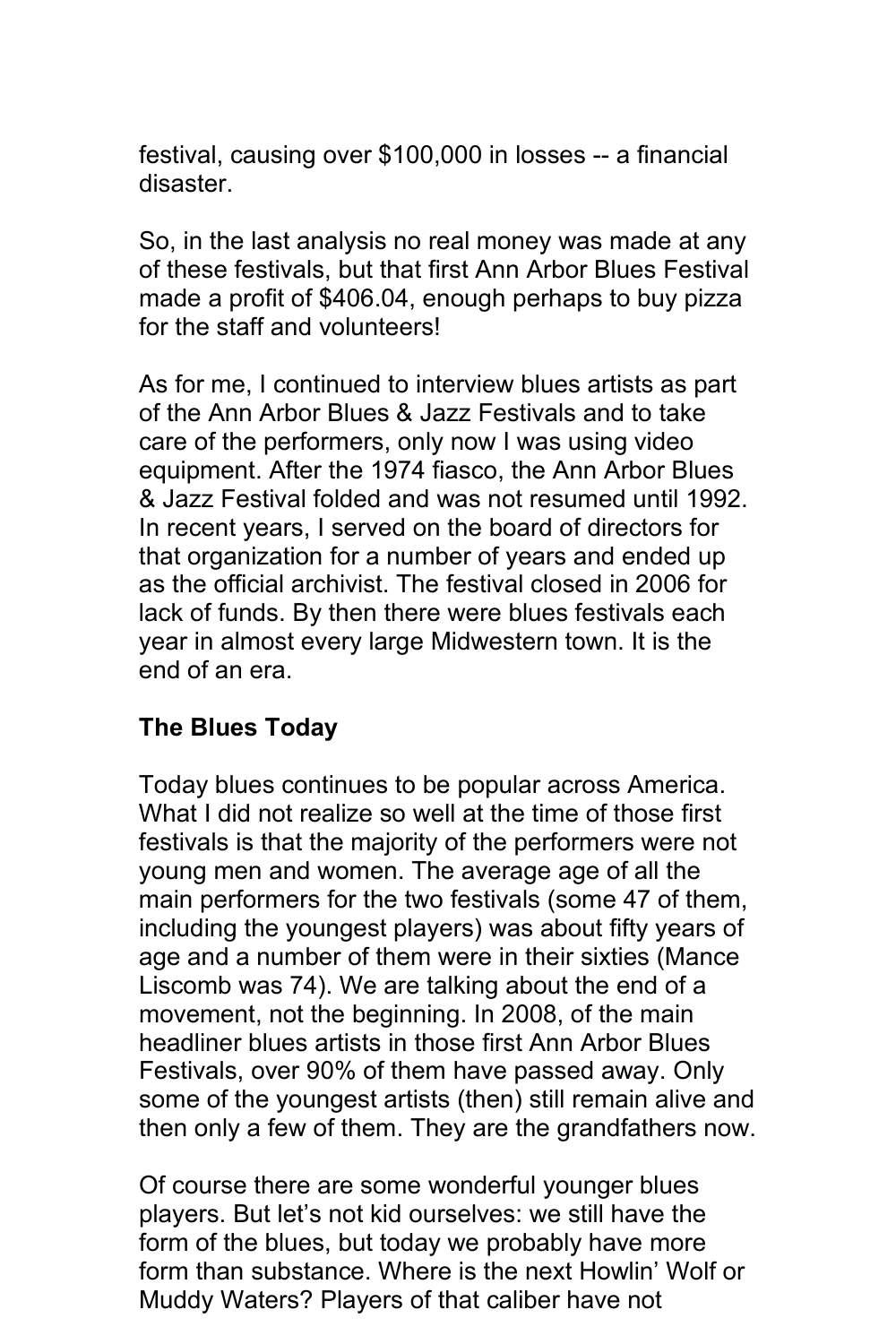festival, causing over $100,000 in losses -- a financial disaster.

So, in the last analysis no real money was made at any of these festivals, but that first Ann Arbor Blues Festival made a profit of $406.04, enough perhaps to buy pizza for the staff and volunteers!

As for me, I continued to interview blues artists as part of the Ann Arbor Blues & Jazz Festivals and to take care of the performers, only now I was using video equipment. After the 1974 fiasco, the Ann Arbor Blues & Jazz Festival folded and was not resumed until 1992. In recent years, I served on the board of directors for that organization for a number of years and ended up as the official archivist. The festival closed in 2006 for lack of funds. By then there were blues festivals each year in almost every large Midwestern town. It is the end of an era.

**The Blues Today**

Today blues continues to be popular across America. What I did not realize so well at the time of those first festivals is that the majority of the performers were not young men and women. The average age of all the main performers for the two festivals (some 47 of them, including the youngest players) was about fifty years of age and a number of them were in their sixties (Mance Liscomb was 74). We are talking about the end of a movement, not the beginning. In 2008, of the main headliner blues artists in those first Ann Arbor Blues Festivals, over 90% of them have passed away. Only some of the youngest artists (then) still remain alive and then only a few of them. They are the grandfathers now.

Of course there are some wonderful younger blues players. But let's not kid ourselves: we still have the form of the blues, but today we probably have more form than substance. Where is the next Howlin' Wolf or Muddy Waters? Players of that caliber have not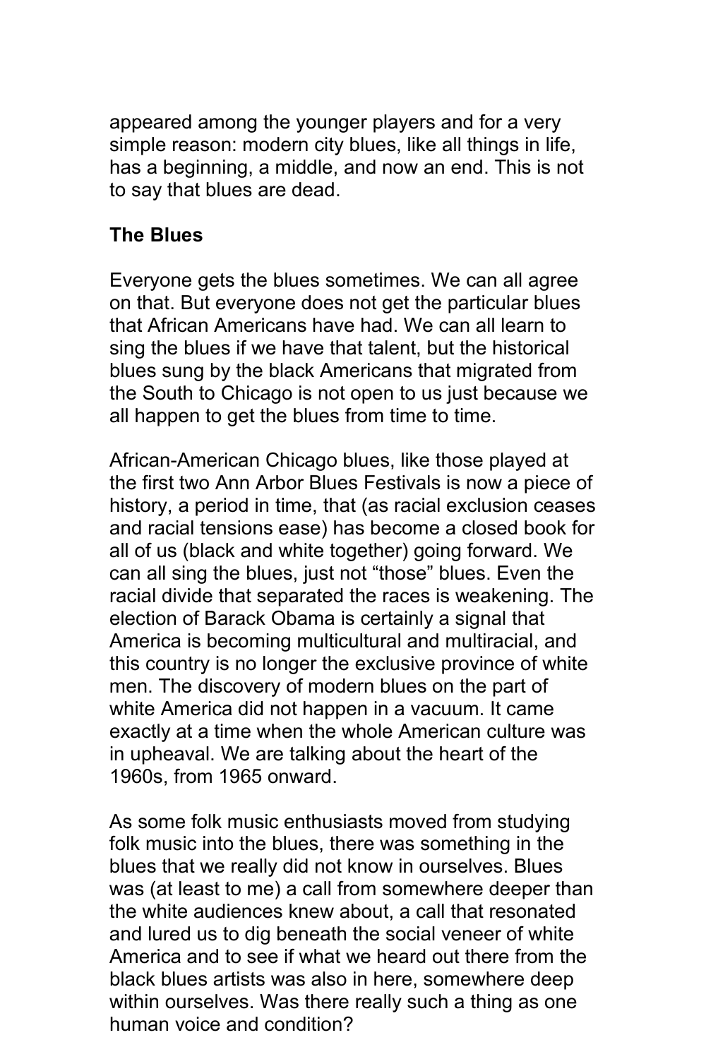appeared among the younger players and for a very simple reason: modern city blues, like all things in life, has a beginning, a middle, and now an end. This is not to say that blues are dead.

**The Blues**

Everyone gets the blues sometimes. We can all agree on that. But everyone does not get the particular blues that African Americans have had. We can all learn to sing the blues if we have that talent, but the historical blues sung by the black Americans that migrated from the South to Chicago is not open to us just because we all happen to get the blues from time to time.

African-American Chicago blues, like those played at the first two Ann Arbor Blues Festivals is now a piece of history, a period in time, that (as racial exclusion ceases and racial tensions ease) has become a closed book for all of us (black and white together) going forward. We can all sing the blues, just not "those" blues. Even the racial divide that separated the races is weakening. The election of Barack Obama is certainly a signal that America is becoming multicultural and multiracial, and this country is no longer the exclusive province of white men. The discovery of modern blues on the part of white America did not happen in a vacuum. It came exactly at a time when the whole American culture was in upheaval. We are talking about the heart of the 1960s, from 1965 onward.

As some folk music enthusiasts moved from studying folk music into the blues, there was something in the blues that we really did not know in ourselves. Blues was (at least to me) a call from somewhere deeper than the white audiences knew about, a call that resonated and lured us to dig beneath the social veneer of white America and to see if what we heard out there from the black blues artists was also in here, somewhere deep within ourselves. Was there really such a thing as one human voice and condition?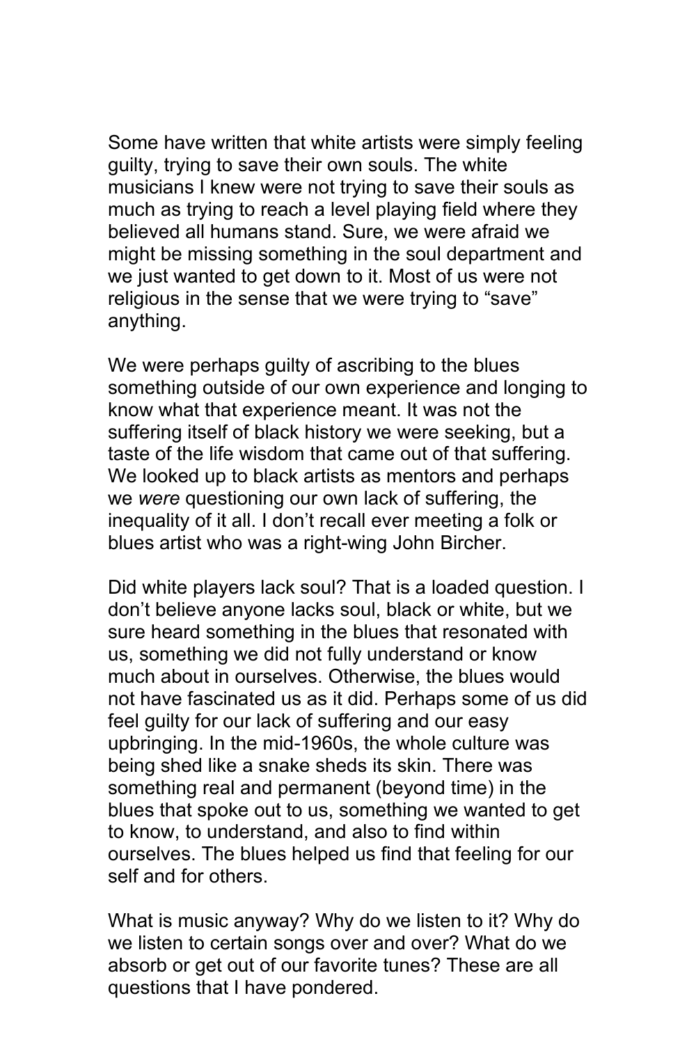Some have written that white artists were simply feeling guilty, trying to save their own souls. The white musicians I knew were not trying to save their souls as much as trying to reach a level playing field where they believed all humans stand. Sure, we were afraid we might be missing something in the soul department and we just wanted to get down to it. Most of us were not religious in the sense that we were trying to "save" anything.

We were perhaps guilty of ascribing to the blues something outside of our own experience and longing to know what that experience meant. It was not the suffering itself of black history we were seeking, but a taste of the life wisdom that came out of that suffering. We looked up to black artists as mentors and perhaps we *were* questioning our own lack of suffering, the inequality of it all. I don't recall ever meeting a folk or blues artist who was a right-wing John Bircher.

Did white players lack soul? That is a loaded question. I don't believe anyone lacks soul, black or white, but we sure heard something in the blues that resonated with us, something we did not fully understand or know much about in ourselves. Otherwise, the blues would not have fascinated us as it did. Perhaps some of us did feel guilty for our lack of suffering and our easy upbringing. In the mid-1960s, the whole culture was being shed like a snake sheds its skin. There was something real and permanent (beyond time) in the blues that spoke out to us, something we wanted to get to know, to understand, and also to find within ourselves. The blues helped us find that feeling for our self and for others.

What is music anyway? Why do we listen to it? Why do we listen to certain songs over and over? What do we absorb or get out of our favorite tunes? These are all questions that I have pondered.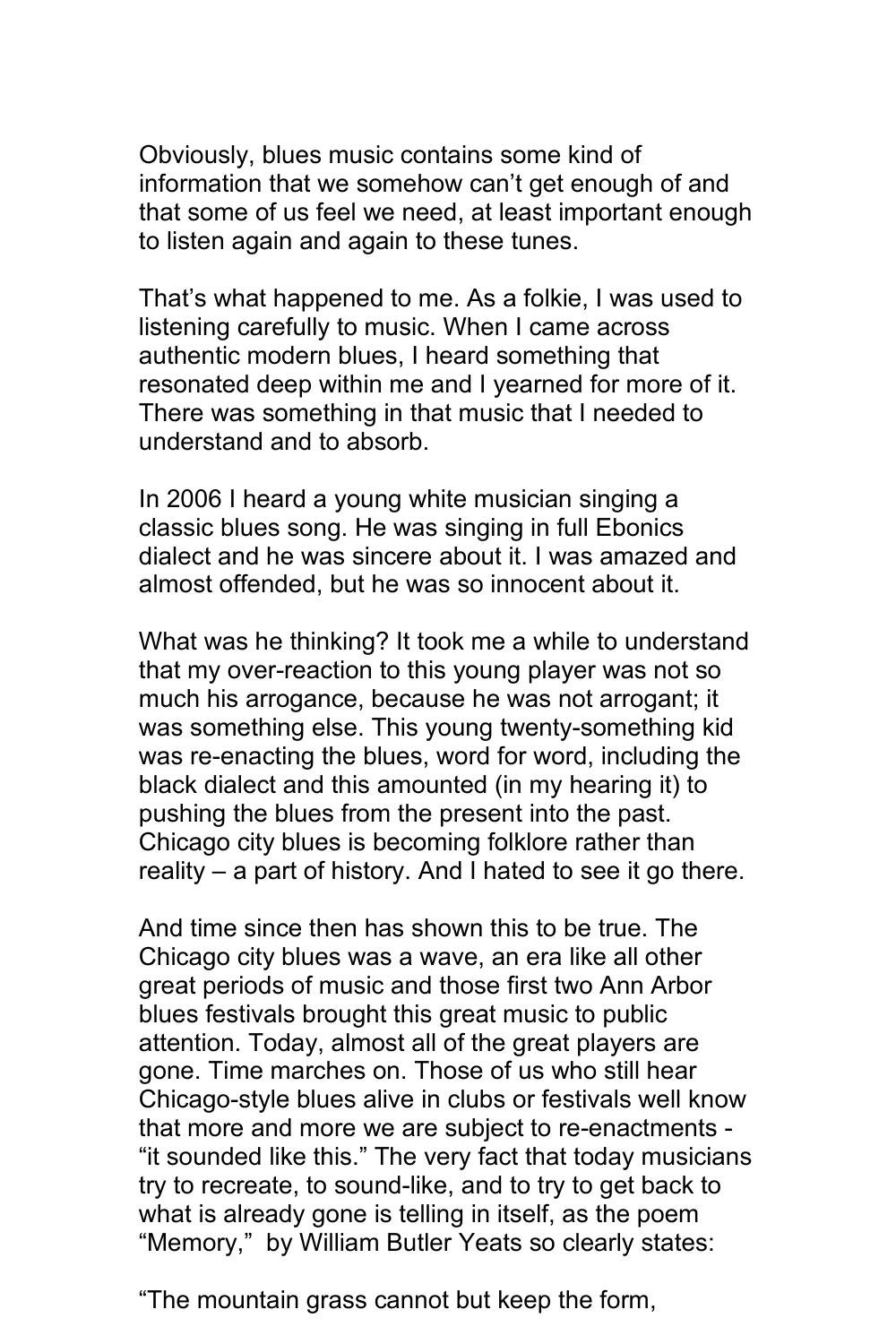Obviously, blues music contains some kind of information that we somehow can't get enough of and that some of us feel we need, at least important enough to listen again and again to these tunes.

That's what happened to me. As a folkie, I was used to listening carefully to music. When I came across authentic modern blues, I heard something that resonated deep within me and I yearned for more of it. There was something in that music that I needed to understand and to absorb.

In 2006 I heard a young white musician singing a classic blues song. He was singing in full Ebonics dialect and he was sincere about it. I was amazed and almost offended, but he was so innocent about it.

What was he thinking? It took me a while to understand that my over-reaction to this young player was not so much his arrogance, because he was not arrogant; it was something else. This young twenty-something kid was re-enacting the blues, word for word, including the black dialect and this amounted (in my hearing it) to pushing the blues from the present into the past. Chicago city blues is becoming folklore rather than reality – a part of history. And I hated to see it go there.

And time since then has shown this to be true. The Chicago city blues was a wave, an era like all other great periods of music and those first two Ann Arbor blues festivals brought this great music to public attention. Today, almost all of the great players are gone. Time marches on. Those of us who still hear Chicago-style blues alive in clubs or festivals well know that more and more we are subject to re-enactments - "it sounded like this." The very fact that today musicians try to recreate, to sound-like, and to try to get back to what is already gone is telling in itself, as the poem "Memory," by William Butler Yeats so clearly states:

"The mountain grass cannot but keep the form,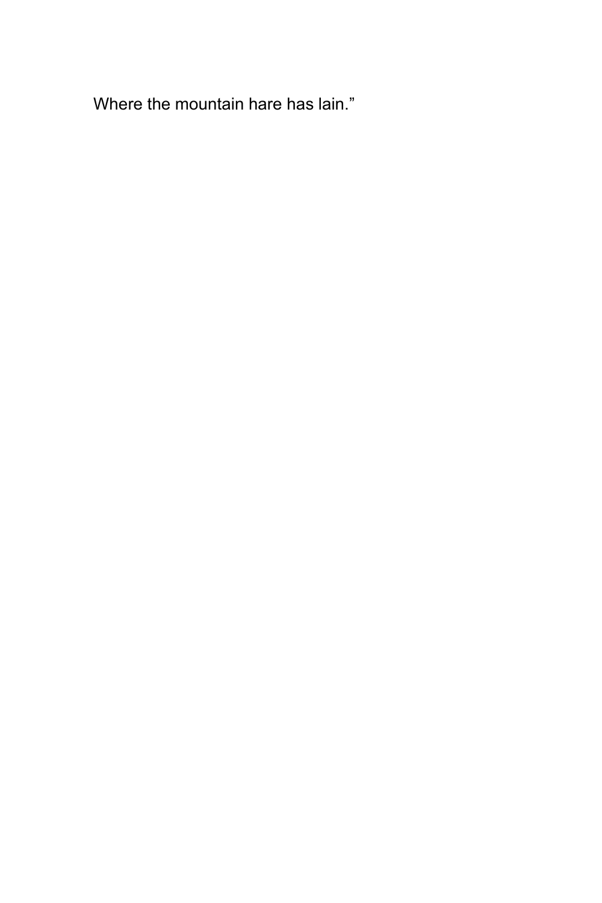Where the mountain hare has lain.”